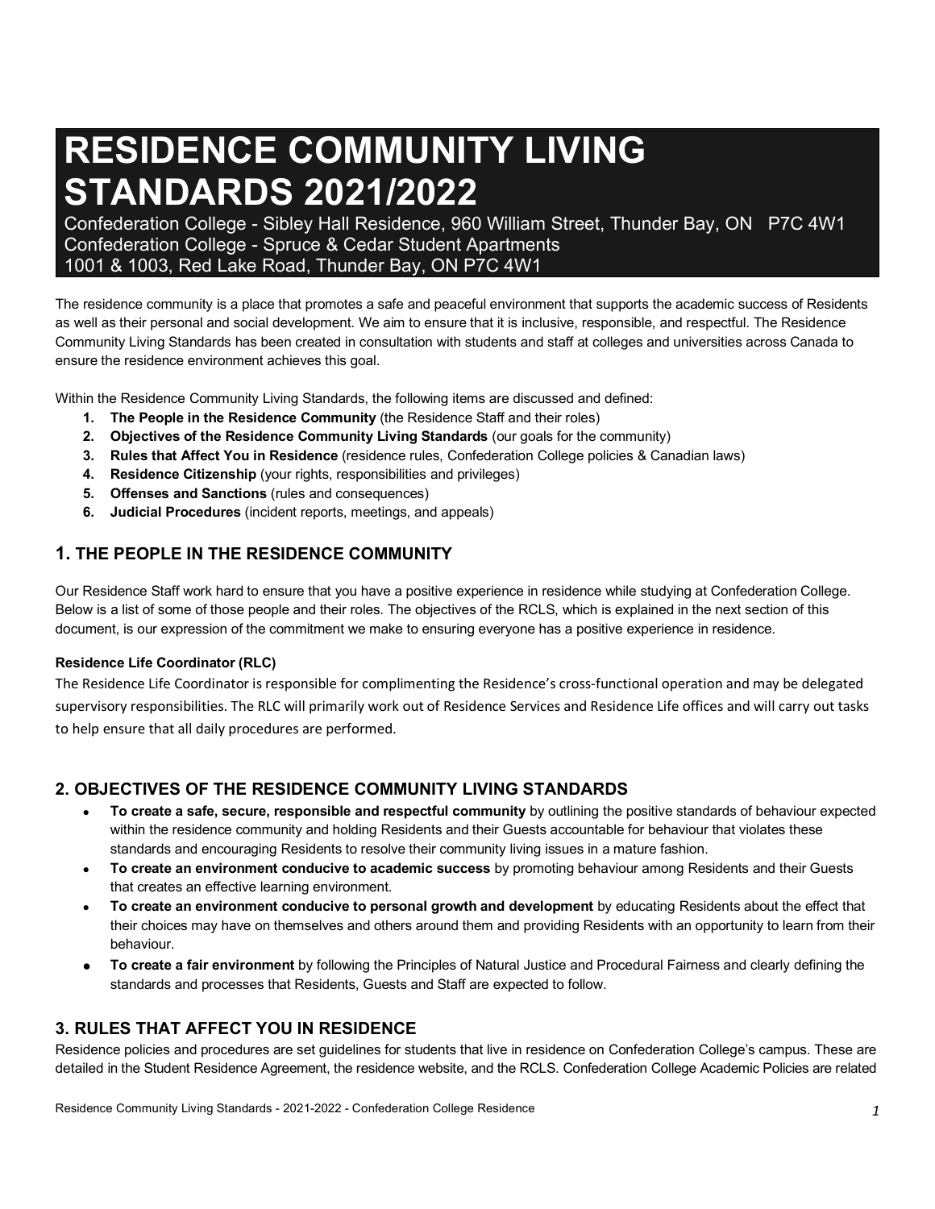# RESIDENCE COMMUNITY LIVING STANDARDS 2021/2022

Confederation College - Sibley Hall Residence, 960 William Street, Thunder Bay, ON P7C 4W1
Confederation College - Spruce & Cedar Student Apartments
1001 & 1003, Red Lake Road, Thunder Bay, ON P7C 4W1

The residence community is a place that promotes a safe and peaceful environment that supports the academic success of Residents as well as their personal and social development. We aim to ensure that it is inclusive, responsible, and respectful. The Residence Community Living Standards has been created in consultation with students and staff at colleges and universities across Canada to ensure the residence environment achieves this goal.

Within the Residence Community Living Standards, the following items are discussed and defined:

1. **The People in the Residence Community** (the Residence Staff and their roles)
2. **Objectives of the Residence Community Living Standards** (our goals for the community)
3. **Rules that Affect You in Residence** (residence rules, Confederation College policies & Canadian laws)
4. **Residence Citizenship** (your rights, responsibilities and privileges)
5. **Offenses and Sanctions** (rules and consequences)
6. **Judicial Procedures** (incident reports, meetings, and appeals)

## 1. THE PEOPLE IN THE RESIDENCE COMMUNITY

Our Residence Staff work hard to ensure that you have a positive experience in residence while studying at Confederation College. Below is a list of some of those people and their roles. The objectives of the RCLS, which is explained in the next section of this document, is our expression of the commitment we make to ensuring everyone has a positive experience in residence.

#### Residence Life Coordinator (RLC)

The Residence Life Coordinator is responsible for complimenting the Residence's cross-functional operation and may be delegated supervisory responsibilities. The RLC will primarily work out of Residence Services and Residence Life offices and will carry out tasks to help ensure that all daily procedures are performed.

## 2. OBJECTIVES OF THE RESIDENCE COMMUNITY LIVING STANDARDS

- **To create a safe, secure, responsible and respectful community** by outlining the positive standards of behaviour expected within the residence community and holding Residents and their Guests accountable for behaviour that violates these standards and encouraging Residents to resolve their community living issues in a mature fashion.
- **To create an environment conducive to academic success** by promoting behaviour among Residents and their Guests that creates an effective learning environment.
- **To create an environment conducive to personal growth and development** by educating Residents about the effect that their choices may have on themselves and others around them and providing Residents with an opportunity to learn from their behaviour.
- **To create a fair environment** by following the Principles of Natural Justice and Procedural Fairness and clearly defining the standards and processes that Residents, Guests and Staff are expected to follow.

## 3. RULES THAT AFFECT YOU IN RESIDENCE

Residence policies and procedures are set guidelines for students that live in residence on Confederation College's campus. These are detailed in the Student Residence Agreement, the residence website, and the RCLS. Confederation College Academic Policies are related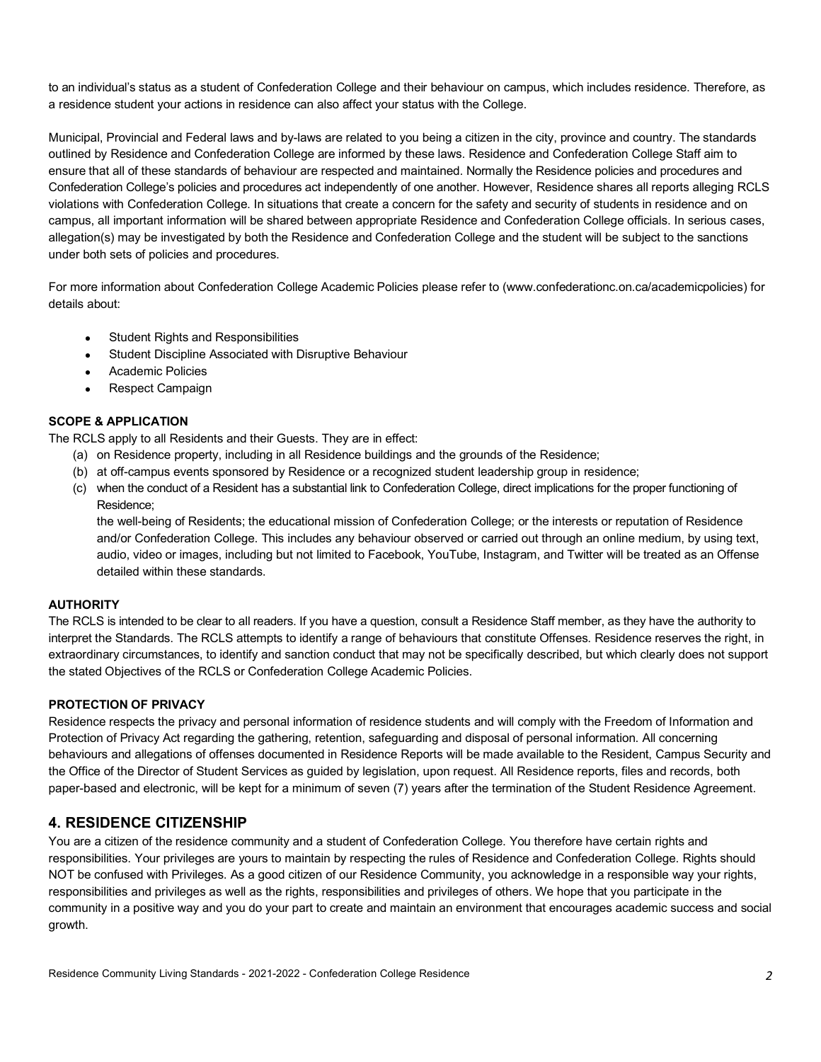to an individual's status as a student of Confederation College and their behaviour on campus, which includes residence. Therefore, as a residence student your actions in residence can also affect your status with the College.

Municipal, Provincial and Federal laws and by-laws are related to you being a citizen in the city, province and country. The standards outlined by Residence and Confederation College are informed by these laws. Residence and Confederation College Staff aim to ensure that all of these standards of behaviour are respected and maintained. Normally the Residence policies and procedures and Confederation College's policies and procedures act independently of one another. However, Residence shares all reports alleging RCLS violations with Confederation College. In situations that create a concern for the safety and security of students in residence and on campus, all important information will be shared between appropriate Residence and Confederation College officials. In serious cases, allegation(s) may be investigated by both the Residence and Confederation College and the student will be subject to the sanctions under both sets of policies and procedures.

For more information about Confederation College Academic Policies please refer to (www.confederationc.on.ca/academicpolicies) for details about:

- Student Rights and Responsibilities
- Student Discipline Associated with Disruptive Behaviour
- Academic Policies
- Respect Campaign

**SCOPE & APPLICATION**

The RCLS apply to all Residents and their Guests. They are in effect:

(a) on Residence property, including in all Residence buildings and the grounds of the Residence;
(b) at off-campus events sponsored by Residence or a recognized student leadership group in residence;
(c) when the conduct of a Resident has a substantial link to Confederation College, direct implications for the proper functioning of Residence;
the well-being of Residents; the educational mission of Confederation College; or the interests or reputation of Residence and/or Confederation College. This includes any behaviour observed or carried out through an online medium, by using text, audio, video or images, including but not limited to Facebook, YouTube, Instagram, and Twitter will be treated as an Offense detailed within these standards.

**AUTHORITY**

The RCLS is intended to be clear to all readers. If you have a question, consult a Residence Staff member, as they have the authority to interpret the Standards. The RCLS attempts to identify a range of behaviours that constitute Offenses. Residence reserves the right, in extraordinary circumstances, to identify and sanction conduct that may not be specifically described, but which clearly does not support the stated Objectives of the RCLS or Confederation College Academic Policies.

**PROTECTION OF PRIVACY**

Residence respects the privacy and personal information of residence students and will comply with the Freedom of Information and Protection of Privacy Act regarding the gathering, retention, safeguarding and disposal of personal information. All concerning behaviours and allegations of offenses documented in Residence Reports will be made available to the Resident, Campus Security and the Office of the Director of Student Services as guided by legislation, upon request. All Residence reports, files and records, both paper-based and electronic, will be kept for a minimum of seven (7) years after the termination of the Student Residence Agreement.

## 4. RESIDENCE CITIZENSHIP

You are a citizen of the residence community and a student of Confederation College. You therefore have certain rights and responsibilities. Your privileges are yours to maintain by respecting the rules of Residence and Confederation College. Rights should NOT be confused with Privileges. As a good citizen of our Residence Community, you acknowledge in a responsible way your rights, responsibilities and privileges as well as the rights, responsibilities and privileges of others. We hope that you participate in the community in a positive way and you do your part to create and maintain an environment that encourages academic success and social growth.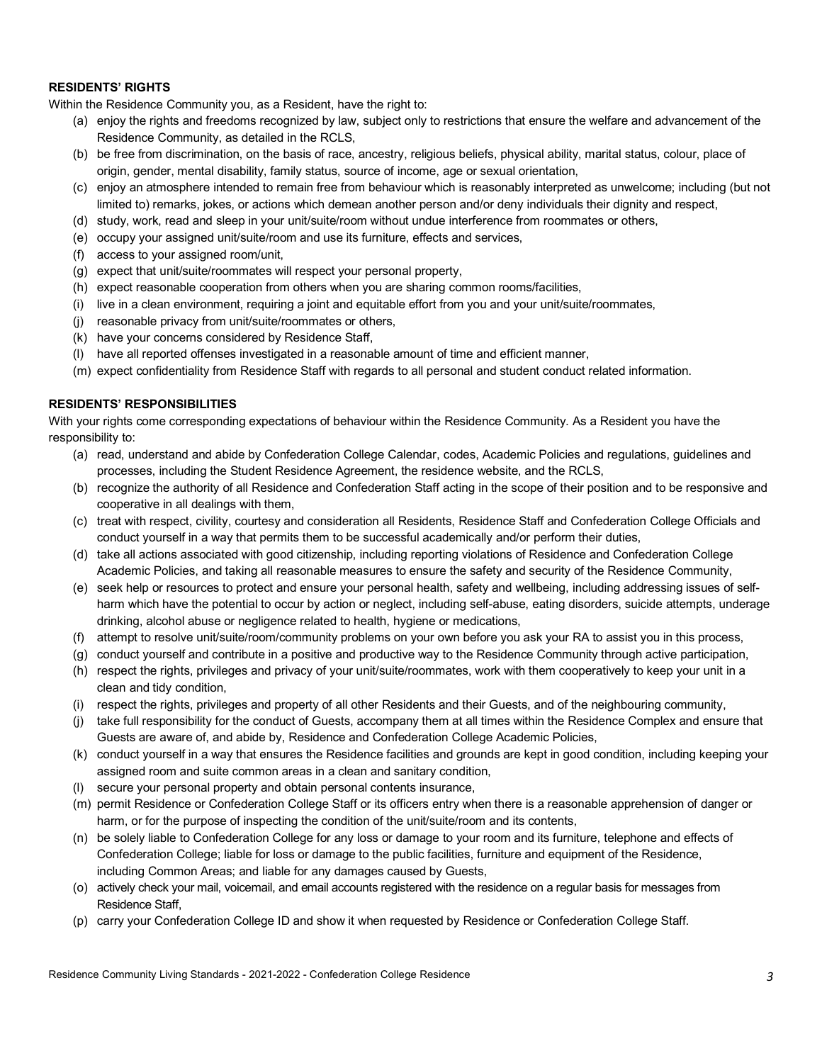**RESIDENTS' RIGHTS**

Within the Residence Community you, as a Resident, have the right to:

(a) enjoy the rights and freedoms recognized by law, subject only to restrictions that ensure the welfare and advancement of the Residence Community, as detailed in the RCLS,
(b) be free from discrimination, on the basis of race, ancestry, religious beliefs, physical ability, marital status, colour, place of origin, gender, mental disability, family status, source of income, age or sexual orientation,
(c) enjoy an atmosphere intended to remain free from behaviour which is reasonably interpreted as unwelcome; including (but not limited to) remarks, jokes, or actions which demean another person and/or deny individuals their dignity and respect,
(d) study, work, read and sleep in your unit/suite/room without undue interference from roommates or others,
(e) occupy your assigned unit/suite/room and use its furniture, effects and services,
(f) access to your assigned room/unit,
(g) expect that unit/suite/roommates will respect your personal property,
(h) expect reasonable cooperation from others when you are sharing common rooms/facilities,
(i) live in a clean environment, requiring a joint and equitable effort from you and your unit/suite/roommates,
(j) reasonable privacy from unit/suite/roommates or others,
(k) have your concerns considered by Residence Staff,
(l) have all reported offenses investigated in a reasonable amount of time and efficient manner,
(m) expect confidentiality from Residence Staff with regards to all personal and student conduct related information.

**RESIDENTS' RESPONSIBILITIES**

With your rights come corresponding expectations of behaviour within the Residence Community. As a Resident you have the responsibility to:

(a) read, understand and abide by Confederation College Calendar, codes, Academic Policies and regulations, guidelines and processes, including the Student Residence Agreement, the residence website, and the RCLS,
(b) recognize the authority of all Residence and Confederation Staff acting in the scope of their position and to be responsive and cooperative in all dealings with them,
(c) treat with respect, civility, courtesy and consideration all Residents, Residence Staff and Confederation College Officials and conduct yourself in a way that permits them to be successful academically and/or perform their duties,
(d) take all actions associated with good citizenship, including reporting violations of Residence and Confederation College Academic Policies, and taking all reasonable measures to ensure the safety and security of the Residence Community,
(e) seek help or resources to protect and ensure your personal health, safety and wellbeing, including addressing issues of self-harm which have the potential to occur by action or neglect, including self-abuse, eating disorders, suicide attempts, underage drinking, alcohol abuse or negligence related to health, hygiene or medications,
(f) attempt to resolve unit/suite/room/community problems on your own before you ask your RA to assist you in this process,
(g) conduct yourself and contribute in a positive and productive way to the Residence Community through active participation,
(h) respect the rights, privileges and privacy of your unit/suite/roommates, work with them cooperatively to keep your unit in a clean and tidy condition,
(i) respect the rights, privileges and property of all other Residents and their Guests, and of the neighbouring community,
(j) take full responsibility for the conduct of Guests, accompany them at all times within the Residence Complex and ensure that Guests are aware of, and abide by, Residence and Confederation College Academic Policies,
(k) conduct yourself in a way that ensures the Residence facilities and grounds are kept in good condition, including keeping your assigned room and suite common areas in a clean and sanitary condition,
(l) secure your personal property and obtain personal contents insurance,
(m) permit Residence or Confederation College Staff or its officers entry when there is a reasonable apprehension of danger or harm, or for the purpose of inspecting the condition of the unit/suite/room and its contents,
(n) be solely liable to Confederation College for any loss or damage to your room and its furniture, telephone and effects of Confederation College; liable for loss or damage to the public facilities, furniture and equipment of the Residence, including Common Areas; and liable for any damages caused by Guests,
(o) actively check your mail, voicemail, and email accounts registered with the residence on a regular basis for messages from Residence Staff,
(p) carry your Confederation College ID and show it when requested by Residence or Confederation College Staff.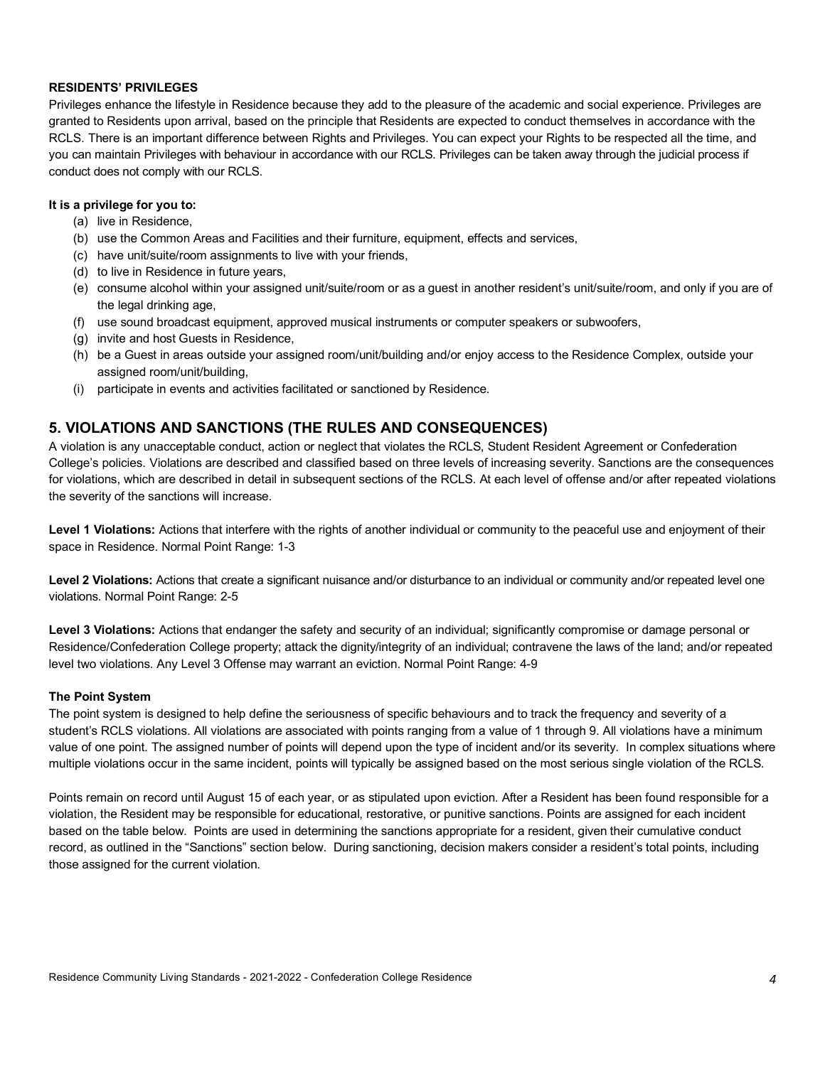**RESIDENTS' PRIVILEGES**

Privileges enhance the lifestyle in Residence because they add to the pleasure of the academic and social experience. Privileges are granted to Residents upon arrival, based on the principle that Residents are expected to conduct themselves in accordance with the RCLS. There is an important difference between Rights and Privileges. You can expect your Rights to be respected all the time, and you can maintain Privileges with behaviour in accordance with our RCLS. Privileges can be taken away through the judicial process if conduct does not comply with our RCLS.

**It is a privilege for you to:**

(a) live in Residence,
(b) use the Common Areas and Facilities and their furniture, equipment, effects and services,
(c) have unit/suite/room assignments to live with your friends,
(d) to live in Residence in future years,
(e) consume alcohol within your assigned unit/suite/room or as a guest in another resident's unit/suite/room, and only if you are of the legal drinking age,
(f) use sound broadcast equipment, approved musical instruments or computer speakers or subwoofers,
(g) invite and host Guests in Residence,
(h) be a Guest in areas outside your assigned room/unit/building and/or enjoy access to the Residence Complex, outside your assigned room/unit/building,
(i) participate in events and activities facilitated or sanctioned by Residence.

## 5. VIOLATIONS AND SANCTIONS (THE RULES AND CONSEQUENCES)

A violation is any unacceptable conduct, action or neglect that violates the RCLS, Student Resident Agreement or Confederation College's policies. Violations are described and classified based on three levels of increasing severity. Sanctions are the consequences for violations, which are described in detail in subsequent sections of the RCLS. At each level of offense and/or after repeated violations the severity of the sanctions will increase.

**Level 1 Violations:** Actions that interfere with the rights of another individual or community to the peaceful use and enjoyment of their space in Residence. Normal Point Range: 1-3

**Level 2 Violations:** Actions that create a significant nuisance and/or disturbance to an individual or community and/or repeated level one violations. Normal Point Range: 2-5

**Level 3 Violations:** Actions that endanger the safety and security of an individual; significantly compromise or damage personal or Residence/Confederation College property; attack the dignity/integrity of an individual; contravene the laws of the land; and/or repeated level two violations. Any Level 3 Offense may warrant an eviction. Normal Point Range: 4-9

**The Point System**

The point system is designed to help define the seriousness of specific behaviours and to track the frequency and severity of a student's RCLS violations. All violations are associated with points ranging from a value of 1 through 9. All violations have a minimum value of one point. The assigned number of points will depend upon the type of incident and/or its severity. In complex situations where multiple violations occur in the same incident, points will typically be assigned based on the most serious single violation of the RCLS.

Points remain on record until August 15 of each year, or as stipulated upon eviction. After a Resident has been found responsible for a violation, the Resident may be responsible for educational, restorative, or punitive sanctions. Points are assigned for each incident based on the table below. Points are used in determining the sanctions appropriate for a resident, given their cumulative conduct record, as outlined in the "Sanctions" section below. During sanctioning, decision makers consider a resident's total points, including those assigned for the current violation.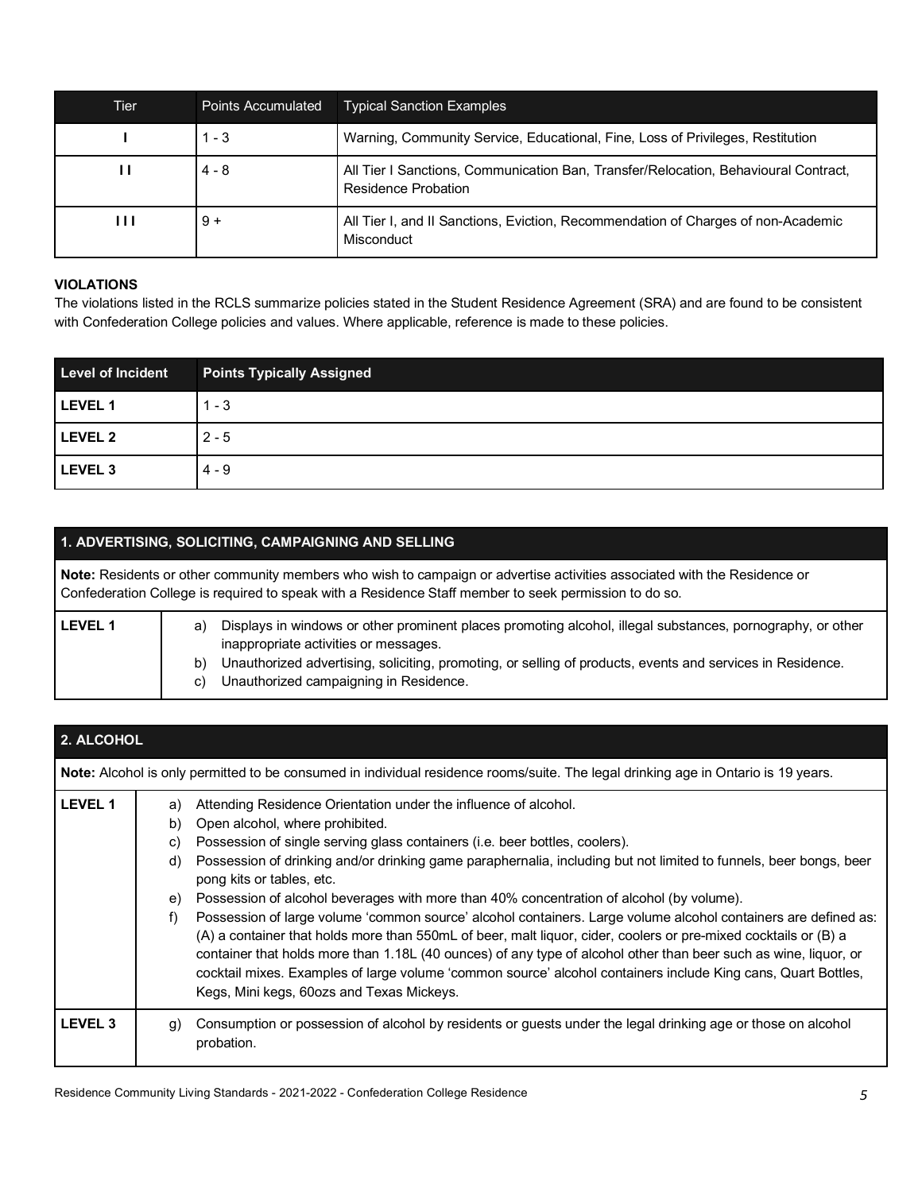| Tier | Points Accumulated | Typical Sanction Examples |
|---|---|---|
| I | 1 - 3 | Warning, Community Service, Educational, Fine, Loss of Privileges, Restitution |
| I I | 4 - 8 | All Tier I Sanctions, Communication Ban, Transfer/Relocation, Behavioural Contract, Residence Probation |
| I I I | 9 + | All Tier I, and II Sanctions, Eviction, Recommendation of Charges of non-Academic Misconduct |

**VIOLATIONS**

The violations listed in the RCLS summarize policies stated in the Student Residence Agreement (SRA) and are found to be consistent with Confederation College policies and values. Where applicable, reference is made to these policies.

| Level of Incident | Points Typically Assigned |
|---|---|
| **LEVEL 1** | 1 - 3 |
| **LEVEL 2** | 2 - 5 |
| **LEVEL 3** | 4 - 9 |

| **1. ADVERTISING, SOLICITING, CAMPAIGNING AND SELLING** | |
|---|---|
| **Note:** Residents or other community members who wish to campaign or advertise activities associated with the Residence or Confederation College is required to speak with a Residence Staff member to seek permission to do so. | |
| **LEVEL 1** | a) Displays in windows or other prominent places promoting alcohol, illegal substances, pornography, or other inappropriate activities or messages.<br>b) Unauthorized advertising, soliciting, promoting, or selling of products, events and services in Residence.<br>c) Unauthorized campaigning in Residence. |

| **2. ALCOHOL** | |
|---|---|
| **Note:** Alcohol is only permitted to be consumed in individual residence rooms/suite. The legal drinking age in Ontario is 19 years. | |
| **LEVEL 1** | a) Attending Residence Orientation under the influence of alcohol.<br>b) Open alcohol, where prohibited.<br>c) Possession of single serving glass containers (i.e. beer bottles, coolers).<br>d) Possession of drinking and/or drinking game paraphernalia, including but not limited to funnels, beer bongs, beer pong kits or tables, etc.<br>e) Possession of alcohol beverages with more than 40% concentration of alcohol (by volume).<br>f) Possession of large volume 'common source' alcohol containers. Large volume alcohol containers are defined as: (A) a container that holds more than 550mL of beer, malt liquor, cider, coolers or pre-mixed cocktails or (B) a container that holds more than 1.18L (40 ounces) of any type of alcohol other than beer such as wine, liquor, or cocktail mixes. Examples of large volume 'common source' alcohol containers include King cans, Quart Bottles, Kegs, Mini kegs, 60ozs and Texas Mickeys. |
| **LEVEL 3** | g) Consumption or possession of alcohol by residents or guests under the legal drinking age or those on alcohol probation. |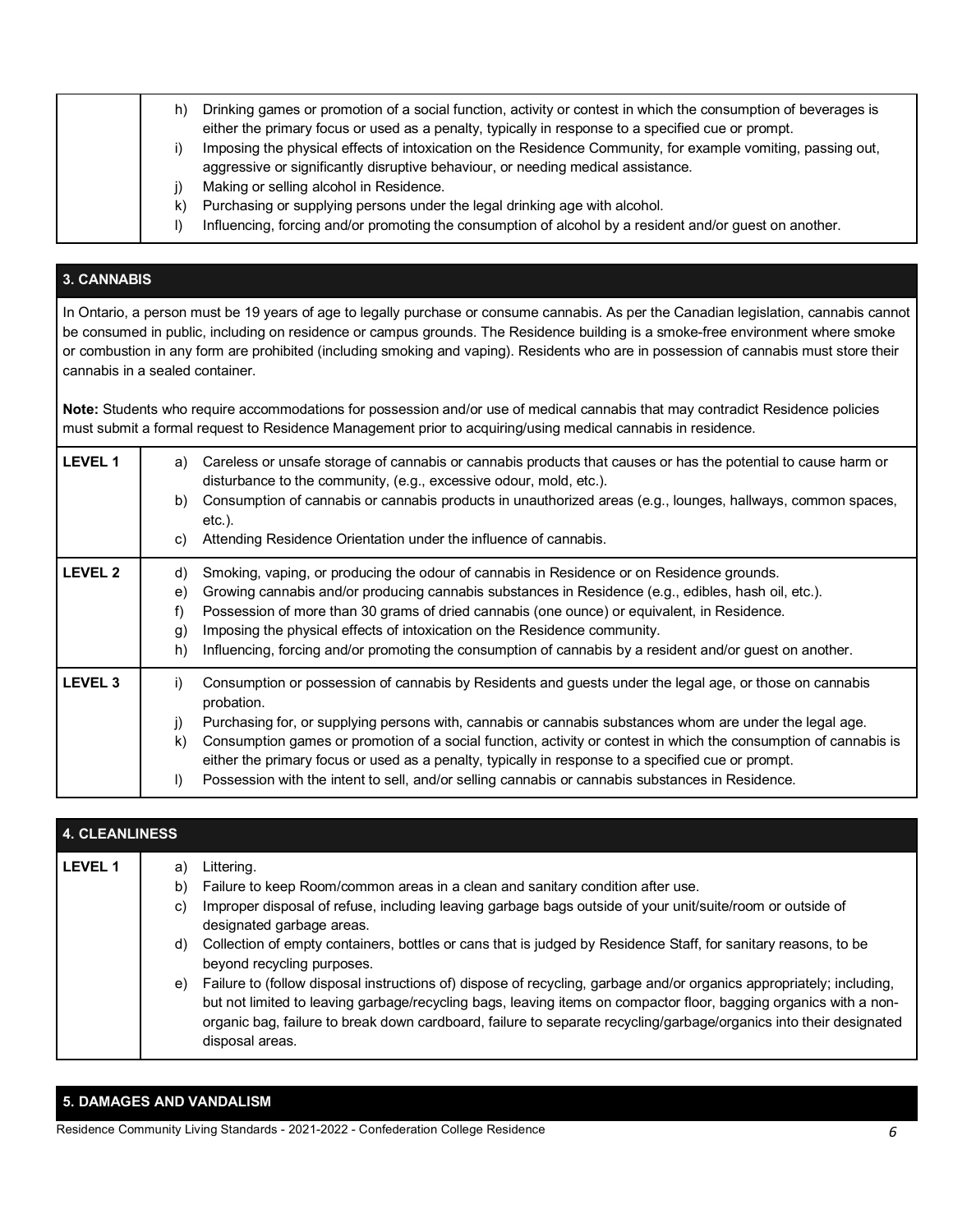| | |
|---|---|
| | h) Drinking games or promotion of a social function, activity or contest in which the consumption of beverages is either the primary focus or used as a penalty, typically in response to a specified cue or prompt.<br>i) Imposing the physical effects of intoxication on the Residence Community, for example vomiting, passing out, aggressive or significantly disruptive behaviour, or needing medical assistance.<br>j) Making or selling alcohol in Residence.<br>k) Purchasing or supplying persons under the legal drinking age with alcohol.<br>l) Influencing, forcing and/or promoting the consumption of alcohol by a resident and/or guest on another. |

## 3. CANNABIS

In Ontario, a person must be 19 years of age to legally purchase or consume cannabis. As per the Canadian legislation, cannabis cannot be consumed in public, including on residence or campus grounds. The Residence building is a smoke-free environment where smoke or combustion in any form are prohibited (including smoking and vaping). Residents who are in possession of cannabis must store their cannabis in a sealed container.

**Note:** Students who require accommodations for possession and/or use of medical cannabis that may contradict Residence policies must submit a formal request to Residence Management prior to acquiring/using medical cannabis in residence.

| | |
|---|---|
| **LEVEL 1** | a) Careless or unsafe storage of cannabis or cannabis products that causes or has the potential to cause harm or disturbance to the community, (e.g., excessive odour, mold, etc.).<br>b) Consumption of cannabis or cannabis products in unauthorized areas (e.g., lounges, hallways, common spaces, etc.).<br>c) Attending Residence Orientation under the influence of cannabis. |
| **LEVEL 2** | d) Smoking, vaping, or producing the odour of cannabis in Residence or on Residence grounds.<br>e) Growing cannabis and/or producing cannabis substances in Residence (e.g., edibles, hash oil, etc.).<br>f) Possession of more than 30 grams of dried cannabis (one ounce) or equivalent, in Residence.<br>g) Imposing the physical effects of intoxication on the Residence community.<br>h) Influencing, forcing and/or promoting the consumption of cannabis by a resident and/or guest on another. |
| **LEVEL 3** | i) Consumption or possession of cannabis by Residents and guests under the legal age, or those on cannabis probation.<br>j) Purchasing for, or supplying persons with, cannabis or cannabis substances whom are under the legal age.<br>k) Consumption games or promotion of a social function, activity or contest in which the consumption of cannabis is either the primary focus or used as a penalty, typically in response to a specified cue or prompt.<br>l) Possession with the intent to sell, and/or selling cannabis or cannabis substances in Residence. |

## 4. CLEANLINESS

| | |
|---|---|
| **LEVEL 1** | a) Littering.<br>b) Failure to keep Room/common areas in a clean and sanitary condition after use.<br>c) Improper disposal of refuse, including leaving garbage bags outside of your unit/suite/room or outside of designated garbage areas.<br>d) Collection of empty containers, bottles or cans that is judged by Residence Staff, for sanitary reasons, to be beyond recycling purposes.<br>e) Failure to (follow disposal instructions of) dispose of recycling, garbage and/or organics appropriately; including, but not limited to leaving garbage/recycling bags, leaving items on compactor floor, bagging organics with a non-organic bag, failure to break down cardboard, failure to separate recycling/garbage/organics into their designated disposal areas. |

## 5. DAMAGES AND VANDALISM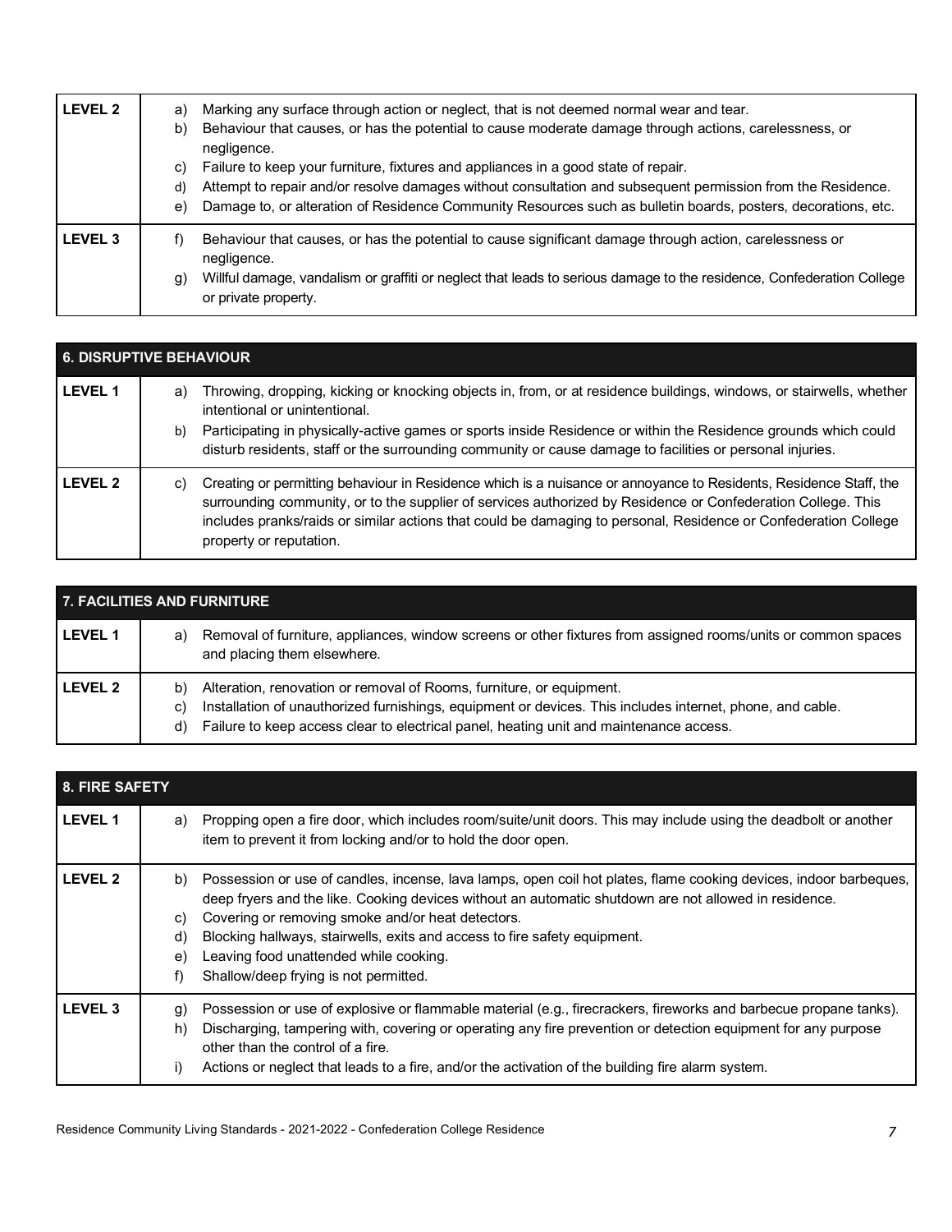| LEVEL 2 | a) Marking any surface through action or neglect, that is not deemed normal wear and tear.<br>b) Behaviour that causes, or has the potential to cause moderate damage through actions, carelessness, or negligence.<br>c) Failure to keep your furniture, fixtures and appliances in a good state of repair.<br>d) Attempt to repair and/or resolve damages without consultation and subsequent permission from the Residence.<br>e) Damage to, or alteration of Residence Community Resources such as bulletin boards, posters, decorations, etc. |
|---|---|
| LEVEL 3 | f) Behaviour that causes, or has the potential to cause significant damage through action, carelessness or negligence.<br>g) Willful damage, vandalism or graffiti or neglect that leads to serious damage to the residence, Confederation College or private property. |

| 6. DISRUPTIVE BEHAVIOUR | |
|---|---|
| LEVEL 1 | a) Throwing, dropping, kicking or knocking objects in, from, or at residence buildings, windows, or stairwells, whether intentional or unintentional.<br>b) Participating in physically-active games or sports inside Residence or within the Residence grounds which could disturb residents, staff or the surrounding community or cause damage to facilities or personal injuries. |
| LEVEL 2 | c) Creating or permitting behaviour in Residence which is a nuisance or annoyance to Residents, Residence Staff, the surrounding community, or to the supplier of services authorized by Residence or Confederation College. This includes pranks/raids or similar actions that could be damaging to personal, Residence or Confederation College property or reputation. |

| 7. FACILITIES AND FURNITURE | |
|---|---|
| LEVEL 1 | a) Removal of furniture, appliances, window screens or other fixtures from assigned rooms/units or common spaces and placing them elsewhere. |
| LEVEL 2 | b) Alteration, renovation or removal of Rooms, furniture, or equipment.<br>c) Installation of unauthorized furnishings, equipment or devices. This includes internet, phone, and cable.<br>d) Failure to keep access clear to electrical panel, heating unit and maintenance access. |

| 8. FIRE SAFETY | |
|---|---|
| LEVEL 1 | a) Propping open a fire door, which includes room/suite/unit doors. This may include using the deadbolt or another item to prevent it from locking and/or to hold the door open. |
| LEVEL 2 | b) Possession or use of candles, incense, lava lamps, open coil hot plates, flame cooking devices, indoor barbeques, deep fryers and the like. Cooking devices without an automatic shutdown are not allowed in residence.<br>c) Covering or removing smoke and/or heat detectors.<br>d) Blocking hallways, stairwells, exits and access to fire safety equipment.<br>e) Leaving food unattended while cooking.<br>f) Shallow/deep frying is not permitted. |
| LEVEL 3 | g) Possession or use of explosive or flammable material (e.g., firecrackers, fireworks and barbecue propane tanks).<br>h) Discharging, tampering with, covering or operating any fire prevention or detection equipment for any purpose other than the control of a fire.<br>i) Actions or neglect that leads to a fire, and/or the activation of the building fire alarm system. |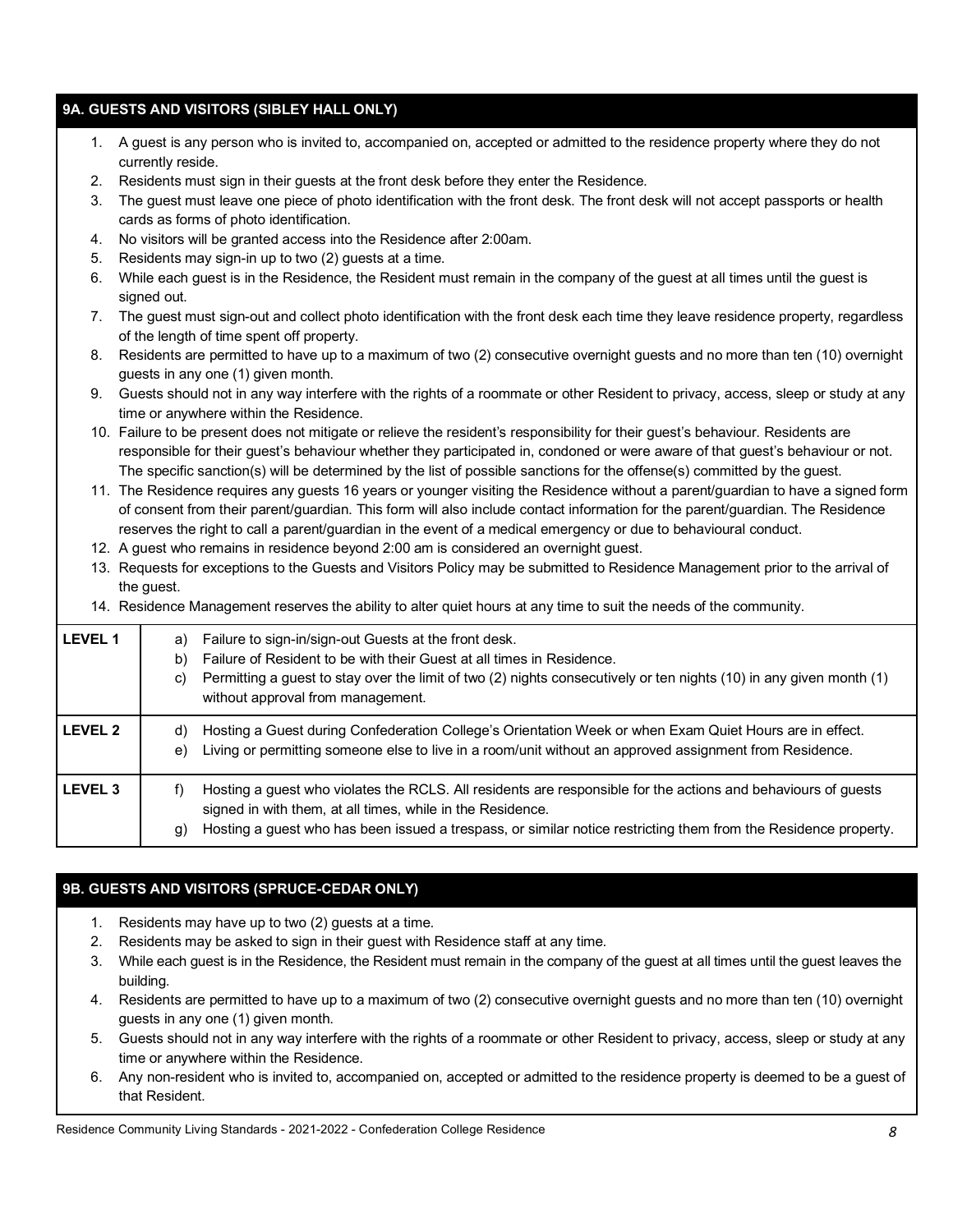## 9A. GUESTS AND VISITORS (SIBLEY HALL ONLY)

1. A guest is any person who is invited to, accompanied on, accepted or admitted to the residence property where they do not currently reside.
2. Residents must sign in their guests at the front desk before they enter the Residence.
3. The guest must leave one piece of photo identification with the front desk. The front desk will not accept passports or health cards as forms of photo identification.
4. No visitors will be granted access into the Residence after 2:00am.
5. Residents may sign-in up to two (2) guests at a time.
6. While each guest is in the Residence, the Resident must remain in the company of the guest at all times until the guest is signed out.
7. The guest must sign-out and collect photo identification with the front desk each time they leave residence property, regardless of the length of time spent off property.
8. Residents are permitted to have up to a maximum of two (2) consecutive overnight guests and no more than ten (10) overnight guests in any one (1) given month.
9. Guests should not in any way interfere with the rights of a roommate or other Resident to privacy, access, sleep or study at any time or anywhere within the Residence.
10. Failure to be present does not mitigate or relieve the resident's responsibility for their guest's behaviour. Residents are responsible for their guest's behaviour whether they participated in, condoned or were aware of that guest's behaviour or not. The specific sanction(s) will be determined by the list of possible sanctions for the offense(s) committed by the guest.
11. The Residence requires any guests 16 years or younger visiting the Residence without a parent/guardian to have a signed form of consent from their parent/guardian. This form will also include contact information for the parent/guardian. The Residence reserves the right to call a parent/guardian in the event of a medical emergency or due to behavioural conduct.
12. A guest who remains in residence beyond 2:00 am is considered an overnight guest.
13. Requests for exceptions to the Guests and Visitors Policy may be submitted to Residence Management prior to the arrival of the guest.
14. Residence Management reserves the ability to alter quiet hours at any time to suit the needs of the community.

| Level | Offences |
|---|---|
| **LEVEL 1** | a) Failure to sign-in/sign-out Guests at the front desk.<br>b) Failure of Resident to be with their Guest at all times in Residence.<br>c) Permitting a guest to stay over the limit of two (2) nights consecutively or ten nights (10) in any given month (1) without approval from management. |
| **LEVEL 2** | d) Hosting a Guest during Confederation College's Orientation Week or when Exam Quiet Hours are in effect.<br>e) Living or permitting someone else to live in a room/unit without an approved assignment from Residence. |
| **LEVEL 3** | f) Hosting a guest who violates the RCLS. All residents are responsible for the actions and behaviours of guests signed in with them, at all times, while in the Residence.<br>g) Hosting a guest who has been issued a trespass, or similar notice restricting them from the Residence property. |

## 9B. GUESTS AND VISITORS (SPRUCE-CEDAR ONLY)

1. Residents may have up to two (2) guests at a time.
2. Residents may be asked to sign in their guest with Residence staff at any time.
3. While each guest is in the Residence, the Resident must remain in the company of the guest at all times until the guest leaves the building.
4. Residents are permitted to have up to a maximum of two (2) consecutive overnight guests and no more than ten (10) overnight guests in any one (1) given month.
5. Guests should not in any way interfere with the rights of a roommate or other Resident to privacy, access, sleep or study at any time or anywhere within the Residence.
6. Any non-resident who is invited to, accompanied on, accepted or admitted to the residence property is deemed to be a guest of that Resident.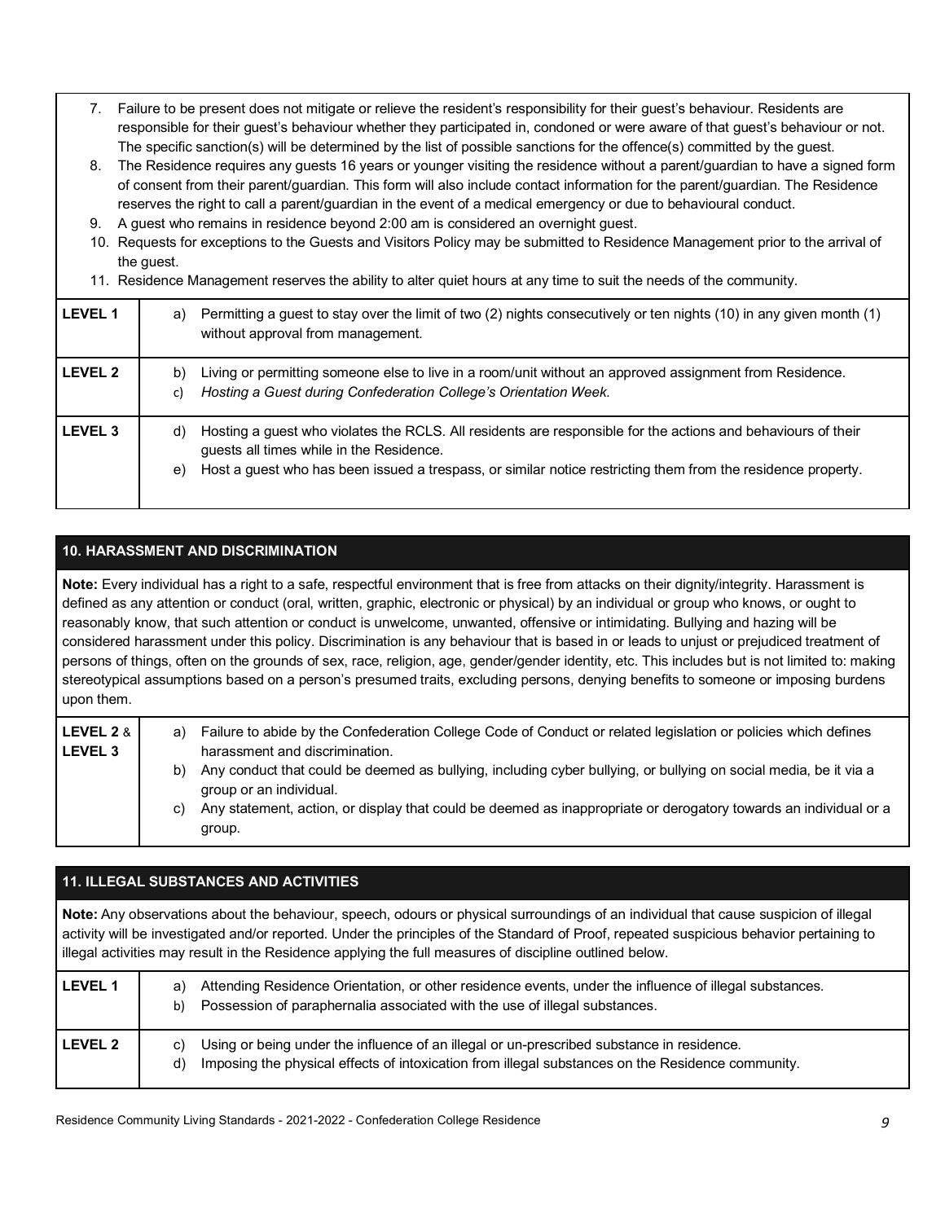7. Failure to be present does not mitigate or relieve the resident's responsibility for their guest's behaviour. Residents are responsible for their guest's behaviour whether they participated in, condoned or were aware of that guest's behaviour or not. The specific sanction(s) will be determined by the list of possible sanctions for the offence(s) committed by the guest.
8. The Residence requires any guests 16 years or younger visiting the residence without a parent/guardian to have a signed form of consent from their parent/guardian. This form will also include contact information for the parent/guardian. The Residence reserves the right to call a parent/guardian in the event of a medical emergency or due to behavioural conduct.
9. A guest who remains in residence beyond 2:00 am is considered an overnight guest.
10. Requests for exceptions to the Guests and Visitors Policy may be submitted to Residence Management prior to the arrival of the guest.
11. Residence Management reserves the ability to alter quiet hours at any time to suit the needs of the community.

| | |
|---|---|
| **LEVEL 1** | a) Permitting a guest to stay over the limit of two (2) nights consecutively or ten nights (10) in any given month (1) without approval from management. |
| **LEVEL 2** | b) Living or permitting someone else to live in a room/unit without an approved assignment from Residence.<br>c) *Hosting a Guest during Confederation College's Orientation Week.* |
| **LEVEL 3** | d) Hosting a guest who violates the RCLS. All residents are responsible for the actions and behaviours of their guests all times while in the Residence.<br>e) Host a guest who has been issued a trespass, or similar notice restricting them from the residence property. |

## 10. HARASSMENT AND DISCRIMINATION

**Note:** Every individual has a right to a safe, respectful environment that is free from attacks on their dignity/integrity. Harassment is defined as any attention or conduct (oral, written, graphic, electronic or physical) by an individual or group who knows, or ought to reasonably know, that such attention or conduct is unwelcome, unwanted, offensive or intimidating. Bullying and hazing will be considered harassment under this policy. Discrimination is any behaviour that is based in or leads to unjust or prejudiced treatment of persons of things, often on the grounds of sex, race, religion, age, gender/gender identity, etc. This includes but is not limited to: making stereotypical assumptions based on a person's presumed traits, excluding persons, denying benefits to someone or imposing burdens upon them.

| | |
|---|---|
| **LEVEL 2** & **LEVEL 3** | a) Failure to abide by the Confederation College Code of Conduct or related legislation or policies which defines harassment and discrimination.<br>b) Any conduct that could be deemed as bullying, including cyber bullying, or bullying on social media, be it via a group or an individual.<br>c) Any statement, action, or display that could be deemed as inappropriate or derogatory towards an individual or a group. |

## 11. ILLEGAL SUBSTANCES AND ACTIVITIES

**Note:** Any observations about the behaviour, speech, odours or physical surroundings of an individual that cause suspicion of illegal activity will be investigated and/or reported. Under the principles of the Standard of Proof, repeated suspicious behavior pertaining to illegal activities may result in the Residence applying the full measures of discipline outlined below.

| | |
|---|---|
| **LEVEL 1** | a) Attending Residence Orientation, or other residence events, under the influence of illegal substances.<br>b) Possession of paraphernalia associated with the use of illegal substances. |
| **LEVEL 2** | c) Using or being under the influence of an illegal or un-prescribed substance in residence.<br>d) Imposing the physical effects of intoxication from illegal substances on the Residence community. |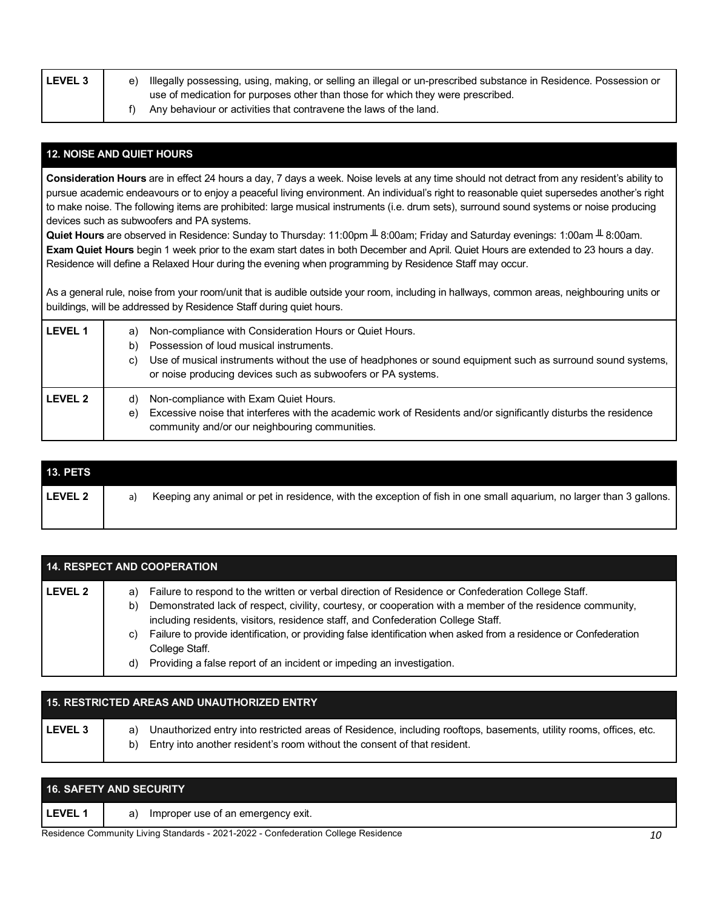| LEVEL 3 | e) Illegally possessing, using, making, or selling an illegal or un-prescribed substance in Residence. Possession or use of medication for purposes other than those for which they were prescribed.<br>f) Any behaviour or activities that contravene the laws of the land. |
|---|---|

## 12. NOISE AND QUIET HOURS

**Consideration Hours** are in effect 24 hours a day, 7 days a week. Noise levels at any time should not detract from any resident's ability to pursue academic endeavours or to enjoy a peaceful living environment. An individual's right to reasonable quiet supersedes another's right to make noise. The following items are prohibited: large musical instruments (i.e. drum sets), surround sound systems or noise producing devices such as subwoofers and PA systems.

**Quiet Hours** are observed in Residence: Sunday to Thursday: 11:00pm – 8:00am; Friday and Saturday evenings: 1:00am – 8:00am.

**Exam Quiet Hours** begin 1 week prior to the exam start dates in both December and April. Quiet Hours are extended to 23 hours a day. Residence will define a Relaxed Hour during the evening when programming by Residence Staff may occur.

As a general rule, noise from your room/unit that is audible outside your room, including in hallways, common areas, neighbouring units or buildings, will be addressed by Residence Staff during quiet hours.

| LEVEL 1 | a) Non-compliance with Consideration Hours or Quiet Hours.<br>b) Possession of loud musical instruments.<br>c) Use of musical instruments without the use of headphones or sound equipment such as surround sound systems, or noise producing devices such as subwoofers or PA systems. |
|---|---|
| LEVEL 2 | d) Non-compliance with Exam Quiet Hours.<br>e) Excessive noise that interferes with the academic work of Residents and/or significantly disturbs the residence community and/or our neighbouring communities. |

## 13. PETS

| LEVEL 2 | a) Keeping any animal or pet in residence, with the exception of fish in one small aquarium, no larger than 3 gallons. |
|---|---|

## 14. RESPECT AND COOPERATION

| LEVEL 2 | a) Failure to respond to the written or verbal direction of Residence or Confederation College Staff.<br>b) Demonstrated lack of respect, civility, courtesy, or cooperation with a member of the residence community, including residents, visitors, residence staff, and Confederation College Staff.<br>c) Failure to provide identification, or providing false identification when asked from a residence or Confederation College Staff.<br>d) Providing a false report of an incident or impeding an investigation. |
|---|---|

## 15. RESTRICTED AREAS AND UNAUTHORIZED ENTRY

| LEVEL 3 | a) Unauthorized entry into restricted areas of Residence, including rooftops, basements, utility rooms, offices, etc.<br>b) Entry into another resident's room without the consent of that resident. |
|---|---|

## 16. SAFETY AND SECURITY

| LEVEL 1 | a) Improper use of an emergency exit. |
|---|---|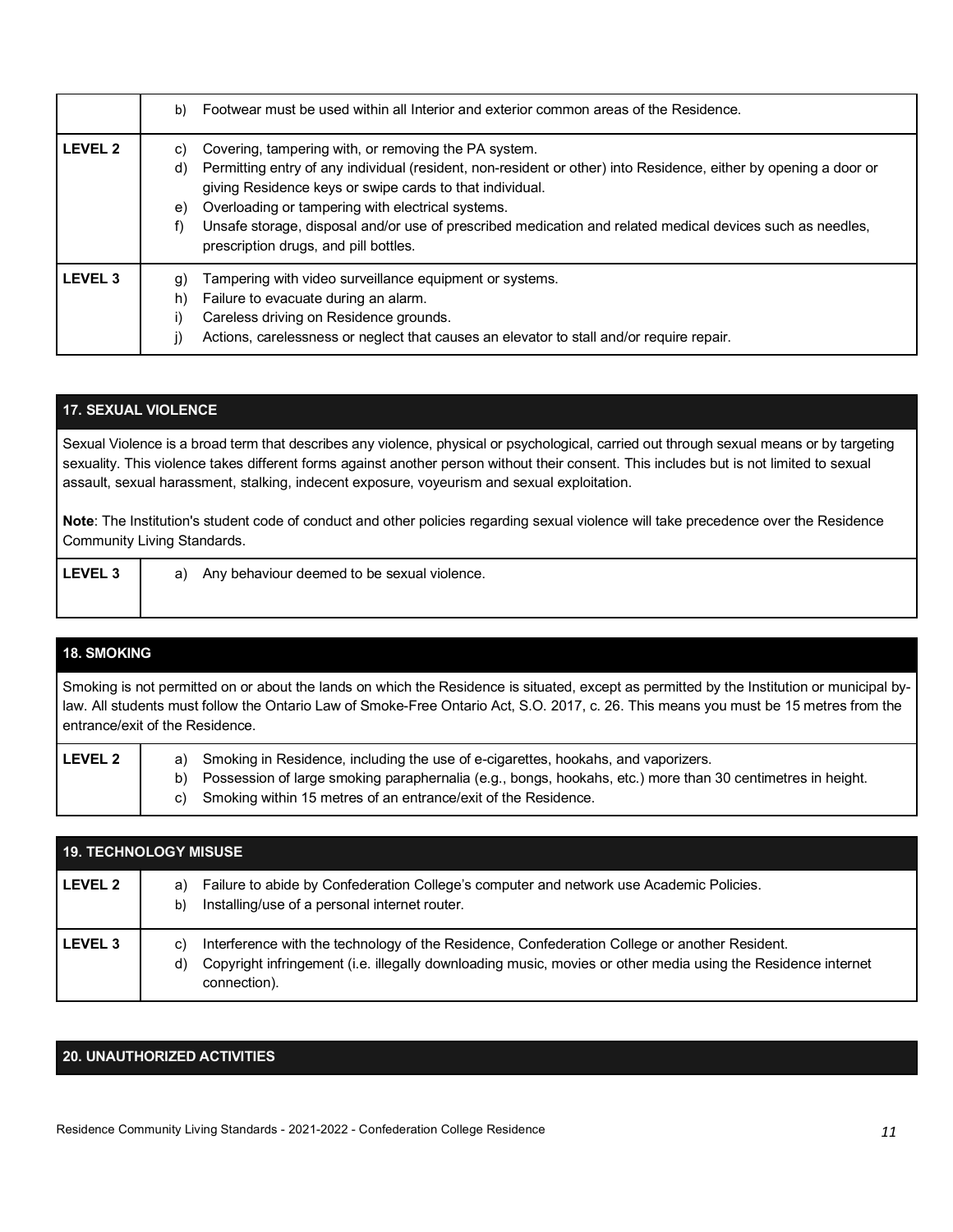| | |
|---|---|
| | b) Footwear must be used within all Interior and exterior common areas of the Residence. |
| **LEVEL 2** | c) Covering, tampering with, or removing the PA system.<br>d) Permitting entry of any individual (resident, non-resident or other) into Residence, either by opening a door or giving Residence keys or swipe cards to that individual.<br>e) Overloading or tampering with electrical systems.<br>f) Unsafe storage, disposal and/or use of prescribed medication and related medical devices such as needles, prescription drugs, and pill bottles. |
| **LEVEL 3** | g) Tampering with video surveillance equipment or systems.<br>h) Failure to evacuate during an alarm.<br>i) Careless driving on Residence grounds.<br>j) Actions, carelessness or neglect that causes an elevator to stall and/or require repair. |

## 17. SEXUAL VIOLENCE

Sexual Violence is a broad term that describes any violence, physical or psychological, carried out through sexual means or by targeting sexuality. This violence takes different forms against another person without their consent. This includes but is not limited to sexual assault, sexual harassment, stalking, indecent exposure, voyeurism and sexual exploitation.

**Note**: The Institution's student code of conduct and other policies regarding sexual violence will take precedence over the Residence Community Living Standards.

| | |
|---|---|
| **LEVEL 3** | a) Any behaviour deemed to be sexual violence. |

## 18. SMOKING

Smoking is not permitted on or about the lands on which the Residence is situated, except as permitted by the Institution or municipal by-law. All students must follow the Ontario Law of Smoke-Free Ontario Act, S.O. 2017, c. 26. This means you must be 15 metres from the entrance/exit of the Residence.

| | |
|---|---|
| **LEVEL 2** | a) Smoking in Residence, including the use of e-cigarettes, hookahs, and vaporizers.<br>b) Possession of large smoking paraphernalia (e.g., bongs, hookahs, etc.) more than 30 centimetres in height.<br>c) Smoking within 15 metres of an entrance/exit of the Residence. |

## 19. TECHNOLOGY MISUSE

| | |
|---|---|
| **LEVEL 2** | a) Failure to abide by Confederation College's computer and network use Academic Policies.<br>b) Installing/use of a personal internet router. |
| **LEVEL 3** | c) Interference with the technology of the Residence, Confederation College or another Resident.<br>d) Copyright infringement (i.e. illegally downloading music, movies or other media using the Residence internet connection). |

## 20. UNAUTHORIZED ACTIVITIES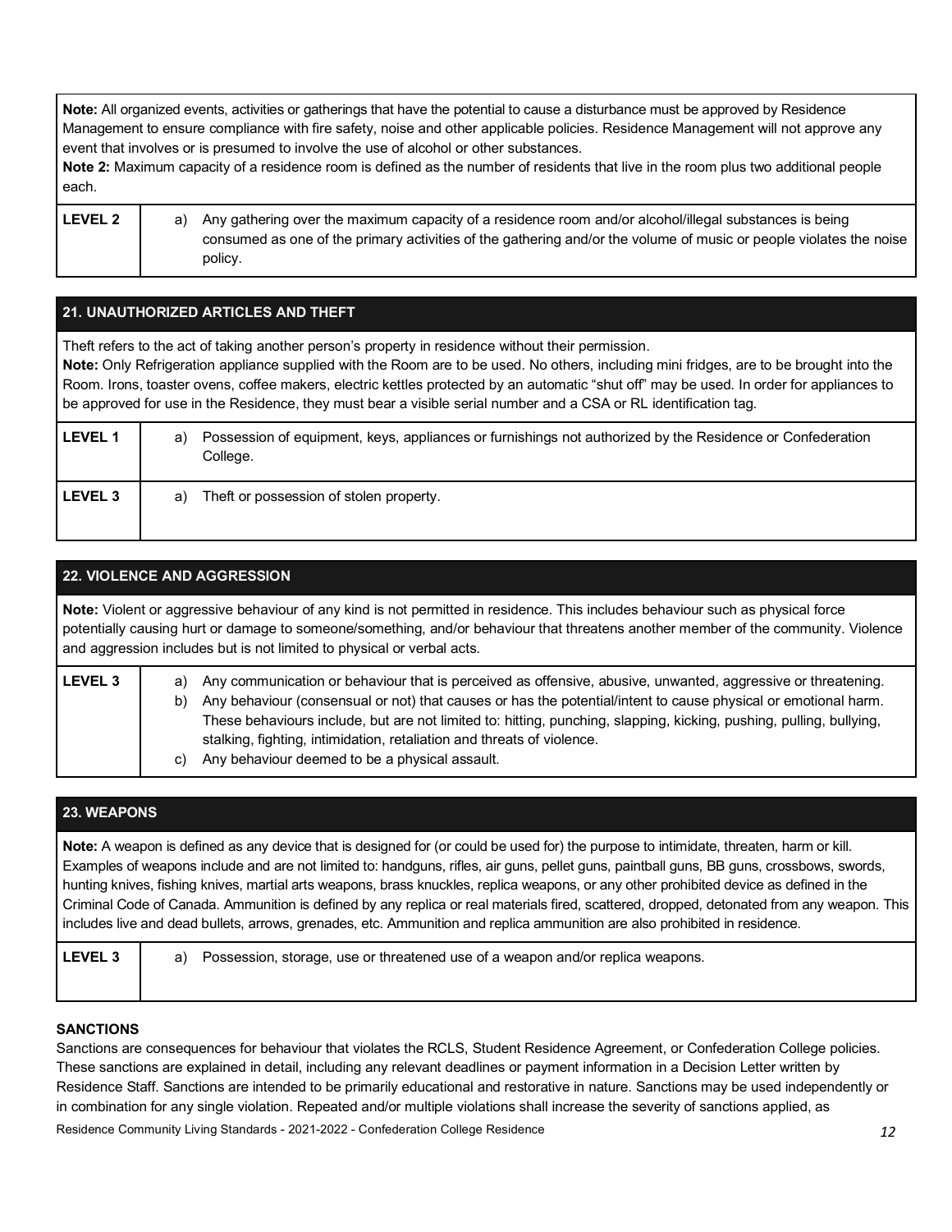**Note:** All organized events, activities or gatherings that have the potential to cause a disturbance must be approved by Residence Management to ensure compliance with fire safety, noise and other applicable policies. Residence Management will not approve any event that involves or is presumed to involve the use of alcohol or other substances.
**Note 2:** Maximum capacity of a residence room is defined as the number of residents that live in the room plus two additional people each.

| | |
|---|---|
| **LEVEL 2** | a) Any gathering over the maximum capacity of a residence room and/or alcohol/illegal substances is being consumed as one of the primary activities of the gathering and/or the volume of music or people violates the noise policy. |

## 21. UNAUTHORIZED ARTICLES AND THEFT

Theft refers to the act of taking another person's property in residence without their permission.
**Note:** Only Refrigeration appliance supplied with the Room are to be used. No others, including mini fridges, are to be brought into the Room. Irons, toaster ovens, coffee makers, electric kettles protected by an automatic "shut off" may be used. In order for appliances to be approved for use in the Residence, they must bear a visible serial number and a CSA or RL identification tag.

| | |
|---|---|
| **LEVEL 1** | a) Possession of equipment, keys, appliances or furnishings not authorized by the Residence or Confederation College. |
| **LEVEL 3** | a) Theft or possession of stolen property. |

## 22. VIOLENCE AND AGGRESSION

**Note:** Violent or aggressive behaviour of any kind is not permitted in residence. This includes behaviour such as physical force potentially causing hurt or damage to someone/something, and/or behaviour that threatens another member of the community. Violence and aggression includes but is not limited to physical or verbal acts.

| | |
|---|---|
| **LEVEL 3** | a) Any communication or behaviour that is perceived as offensive, abusive, unwanted, aggressive or threatening.<br>b) Any behaviour (consensual or not) that causes or has the potential/intent to cause physical or emotional harm. These behaviours include, but are not limited to: hitting, punching, slapping, kicking, pushing, pulling, bullying, stalking, fighting, intimidation, retaliation and threats of violence.<br>c) Any behaviour deemed to be a physical assault. |

## 23. WEAPONS

**Note:** A weapon is defined as any device that is designed for (or could be used for) the purpose to intimidate, threaten, harm or kill. Examples of weapons include and are not limited to: handguns, rifles, air guns, pellet guns, paintball guns, BB guns, crossbows, swords, hunting knives, fishing knives, martial arts weapons, brass knuckles, replica weapons, or any other prohibited device as defined in the Criminal Code of Canada. Ammunition is defined by any replica or real materials fired, scattered, dropped, detonated from any weapon. This includes live and dead bullets, arrows, grenades, etc. Ammunition and replica ammunition are also prohibited in residence.

| | |
|---|---|
| **LEVEL 3** | a) Possession, storage, use or threatened use of a weapon and/or replica weapons. |

### SANCTIONS

Sanctions are consequences for behaviour that violates the RCLS, Student Residence Agreement, or Confederation College policies. These sanctions are explained in detail, including any relevant deadlines or payment information in a Decision Letter written by Residence Staff. Sanctions are intended to be primarily educational and restorative in nature. Sanctions may be used independently or in combination for any single violation. Repeated and/or multiple violations shall increase the severity of sanctions applied, as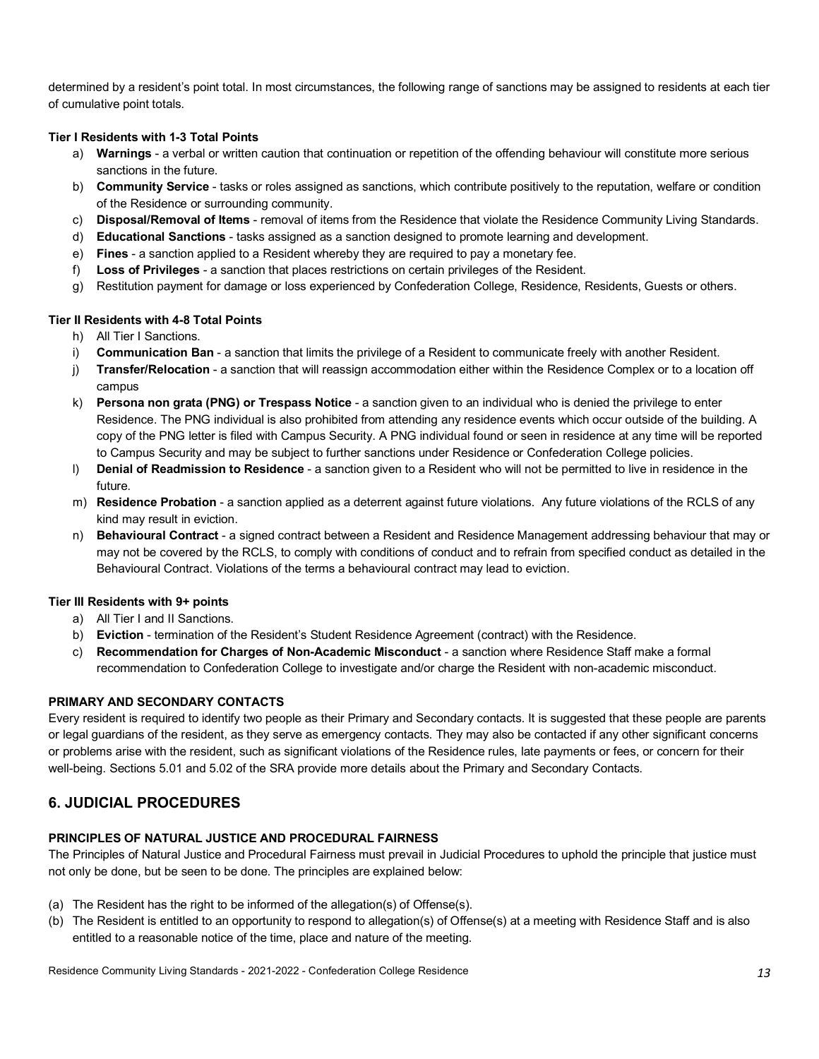determined by a resident's point total. In most circumstances, the following range of sanctions may be assigned to residents at each tier of cumulative point totals.

**Tier I Residents with 1-3 Total Points**

a) **Warnings** - a verbal or written caution that continuation or repetition of the offending behaviour will constitute more serious sanctions in the future.
b) **Community Service** - tasks or roles assigned as sanctions, which contribute positively to the reputation, welfare or condition of the Residence or surrounding community.
c) **Disposal/Removal of Items** - removal of items from the Residence that violate the Residence Community Living Standards.
d) **Educational Sanctions** - tasks assigned as a sanction designed to promote learning and development.
e) **Fines** - a sanction applied to a Resident whereby they are required to pay a monetary fee.
f) **Loss of Privileges** - a sanction that places restrictions on certain privileges of the Resident.
g) Restitution payment for damage or loss experienced by Confederation College, Residence, Residents, Guests or others.

**Tier II Residents with 4-8 Total Points**

h) All Tier I Sanctions.
i) **Communication Ban** - a sanction that limits the privilege of a Resident to communicate freely with another Resident.
j) **Transfer/Relocation** - a sanction that will reassign accommodation either within the Residence Complex or to a location off campus
k) **Persona non grata (PNG) or Trespass Notice** - a sanction given to an individual who is denied the privilege to enter Residence. The PNG individual is also prohibited from attending any residence events which occur outside of the building. A copy of the PNG letter is filed with Campus Security. A PNG individual found or seen in residence at any time will be reported to Campus Security and may be subject to further sanctions under Residence or Confederation College policies.
l) **Denial of Readmission to Residence** - a sanction given to a Resident who will not be permitted to live in residence in the future.
m) **Residence Probation** - a sanction applied as a deterrent against future violations. Any future violations of the RCLS of any kind may result in eviction.
n) **Behavioural Contract** - a signed contract between a Resident and Residence Management addressing behaviour that may or may not be covered by the RCLS, to comply with conditions of conduct and to refrain from specified conduct as detailed in the Behavioural Contract. Violations of the terms a behavioural contract may lead to eviction.

**Tier III Residents with 9+ points**

a) All Tier I and II Sanctions.
b) **Eviction** - termination of the Resident's Student Residence Agreement (contract) with the Residence.
c) **Recommendation for Charges of Non-Academic Misconduct** - a sanction where Residence Staff make a formal recommendation to Confederation College to investigate and/or charge the Resident with non-academic misconduct.

**PRIMARY AND SECONDARY CONTACTS**

Every resident is required to identify two people as their Primary and Secondary contacts. It is suggested that these people are parents or legal guardians of the resident, as they serve as emergency contacts. They may also be contacted if any other significant concerns or problems arise with the resident, such as significant violations of the Residence rules, late payments or fees, or concern for their well-being. Sections 5.01 and 5.02 of the SRA provide more details about the Primary and Secondary Contacts.

## 6. JUDICIAL PROCEDURES

**PRINCIPLES OF NATURAL JUSTICE AND PROCEDURAL FAIRNESS**

The Principles of Natural Justice and Procedural Fairness must prevail in Judicial Procedures to uphold the principle that justice must not only be done, but be seen to be done. The principles are explained below:

(a) The Resident has the right to be informed of the allegation(s) of Offense(s).
(b) The Resident is entitled to an opportunity to respond to allegation(s) of Offense(s) at a meeting with Residence Staff and is also entitled to a reasonable notice of the time, place and nature of the meeting.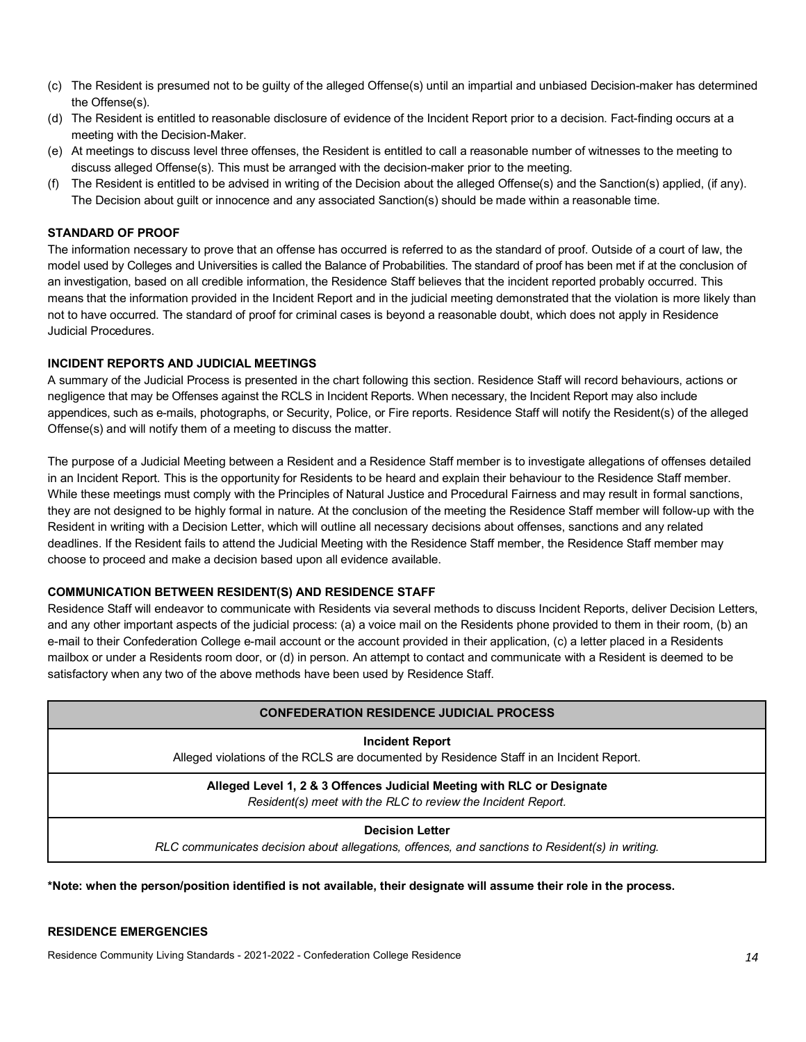(c) The Resident is presumed not to be guilty of the alleged Offense(s) until an impartial and unbiased Decision-maker has determined the Offense(s).

(d) The Resident is entitled to reasonable disclosure of evidence of the Incident Report prior to a decision. Fact-finding occurs at a meeting with the Decision-Maker.

(e) At meetings to discuss level three offenses, the Resident is entitled to call a reasonable number of witnesses to the meeting to discuss alleged Offense(s). This must be arranged with the decision-maker prior to the meeting.

(f) The Resident is entitled to be advised in writing of the Decision about the alleged Offense(s) and the Sanction(s) applied, (if any). The Decision about guilt or innocence and any associated Sanction(s) should be made within a reasonable time.

**STANDARD OF PROOF**

The information necessary to prove that an offense has occurred is referred to as the standard of proof. Outside of a court of law, the model used by Colleges and Universities is called the Balance of Probabilities. The standard of proof has been met if at the conclusion of an investigation, based on all credible information, the Residence Staff believes that the incident reported probably occurred. This means that the information provided in the Incident Report and in the judicial meeting demonstrated that the violation is more likely than not to have occurred. The standard of proof for criminal cases is beyond a reasonable doubt, which does not apply in Residence Judicial Procedures.

**INCIDENT REPORTS AND JUDICIAL MEETINGS**

A summary of the Judicial Process is presented in the chart following this section. Residence Staff will record behaviours, actions or negligence that may be Offenses against the RCLS in Incident Reports. When necessary, the Incident Report may also include appendices, such as e-mails, photographs, or Security, Police, or Fire reports. Residence Staff will notify the Resident(s) of the alleged Offense(s) and will notify them of a meeting to discuss the matter.

The purpose of a Judicial Meeting between a Resident and a Residence Staff member is to investigate allegations of offenses detailed in an Incident Report. This is the opportunity for Residents to be heard and explain their behaviour to the Residence Staff member. While these meetings must comply with the Principles of Natural Justice and Procedural Fairness and may result in formal sanctions, they are not designed to be highly formal in nature. At the conclusion of the meeting the Residence Staff member will follow-up with the Resident in writing with a Decision Letter, which will outline all necessary decisions about offenses, sanctions and any related deadlines. If the Resident fails to attend the Judicial Meeting with the Residence Staff member, the Residence Staff member may choose to proceed and make a decision based upon all evidence available.

**COMMUNICATION BETWEEN RESIDENT(S) AND RESIDENCE STAFF**

Residence Staff will endeavor to communicate with Residents via several methods to discuss Incident Reports, deliver Decision Letters, and any other important aspects of the judicial process: (a) a voice mail on the Residents phone provided to them in their room, (b) an e-mail to their Confederation College e-mail account or the account provided in their application, (c) a letter placed in a Residents mailbox or under a Residents room door, or (d) in person. An attempt to contact and communicate with a Resident is deemed to be satisfactory when any two of the above methods have been used by Residence Staff.

| **CONFEDERATION RESIDENCE JUDICIAL PROCESS** |
|---|
| **Incident Report**<br>Alleged violations of the RCLS are documented by Residence Staff in an Incident Report. |
| **Alleged Level 1, 2 & 3 Offences Judicial Meeting with RLC or Designate**<br>*Resident(s) meet with the RLC to review the Incident Report.* |
| **Decision Letter**<br>*RLC communicates decision about allegations, offences, and sanctions to Resident(s) in writing.* |

**\*Note: when the person/position identified is not available, their designate will assume their role in the process.**

**RESIDENCE EMERGENCIES**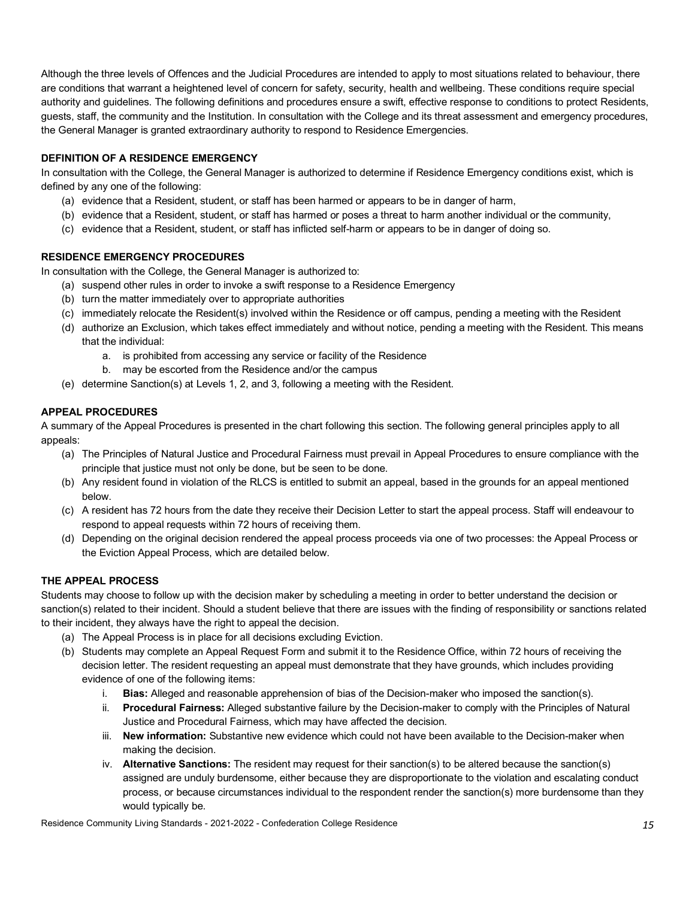Although the three levels of Offences and the Judicial Procedures are intended to apply to most situations related to behaviour, there are conditions that warrant a heightened level of concern for safety, security, health and wellbeing. These conditions require special authority and guidelines. The following definitions and procedures ensure a swift, effective response to conditions to protect Residents, guests, staff, the community and the Institution. In consultation with the College and its threat assessment and emergency procedures, the General Manager is granted extraordinary authority to respond to Residence Emergencies.

**DEFINITION OF A RESIDENCE EMERGENCY**

In consultation with the College, the General Manager is authorized to determine if Residence Emergency conditions exist, which is defined by any one of the following:

(a) evidence that a Resident, student, or staff has been harmed or appears to be in danger of harm,
(b) evidence that a Resident, student, or staff has harmed or poses a threat to harm another individual or the community,
(c) evidence that a Resident, student, or staff has inflicted self-harm or appears to be in danger of doing so.

**RESIDENCE EMERGENCY PROCEDURES**

In consultation with the College, the General Manager is authorized to:

(a) suspend other rules in order to invoke a swift response to a Residence Emergency
(b) turn the matter immediately over to appropriate authorities
(c) immediately relocate the Resident(s) involved within the Residence or off campus, pending a meeting with the Resident
(d) authorize an Exclusion, which takes effect immediately and without notice, pending a meeting with the Resident. This means that the individual:
    a. is prohibited from accessing any service or facility of the Residence
    b. may be escorted from the Residence and/or the campus
(e) determine Sanction(s) at Levels 1, 2, and 3, following a meeting with the Resident.

**APPEAL PROCEDURES**

A summary of the Appeal Procedures is presented in the chart following this section. The following general principles apply to all appeals:

(a) The Principles of Natural Justice and Procedural Fairness must prevail in Appeal Procedures to ensure compliance with the principle that justice must not only be done, but be seen to be done.
(b) Any resident found in violation of the RLCS is entitled to submit an appeal, based in the grounds for an appeal mentioned below.
(c) A resident has 72 hours from the date they receive their Decision Letter to start the appeal process. Staff will endeavour to respond to appeal requests within 72 hours of receiving them.
(d) Depending on the original decision rendered the appeal process proceeds via one of two processes: the Appeal Process or the Eviction Appeal Process, which are detailed below.

**THE APPEAL PROCESS**

Students may choose to follow up with the decision maker by scheduling a meeting in order to better understand the decision or sanction(s) related to their incident. Should a student believe that there are issues with the finding of responsibility or sanctions related to their incident, they always have the right to appeal the decision.

(a) The Appeal Process is in place for all decisions excluding Eviction.
(b) Students may complete an Appeal Request Form and submit it to the Residence Office, within 72 hours of receiving the decision letter. The resident requesting an appeal must demonstrate that they have grounds, which includes providing evidence of one of the following items:
    i. **Bias:** Alleged and reasonable apprehension of bias of the Decision-maker who imposed the sanction(s).
    ii. **Procedural Fairness:** Alleged substantive failure by the Decision-maker to comply with the Principles of Natural Justice and Procedural Fairness, which may have affected the decision.
    iii. **New information:** Substantive new evidence which could not have been available to the Decision-maker when making the decision.
    iv. **Alternative Sanctions:** The resident may request for their sanction(s) to be altered because the sanction(s) assigned are unduly burdensome, either because they are disproportionate to the violation and escalating conduct process, or because circumstances individual to the respondent render the sanction(s) more burdensome than they would typically be.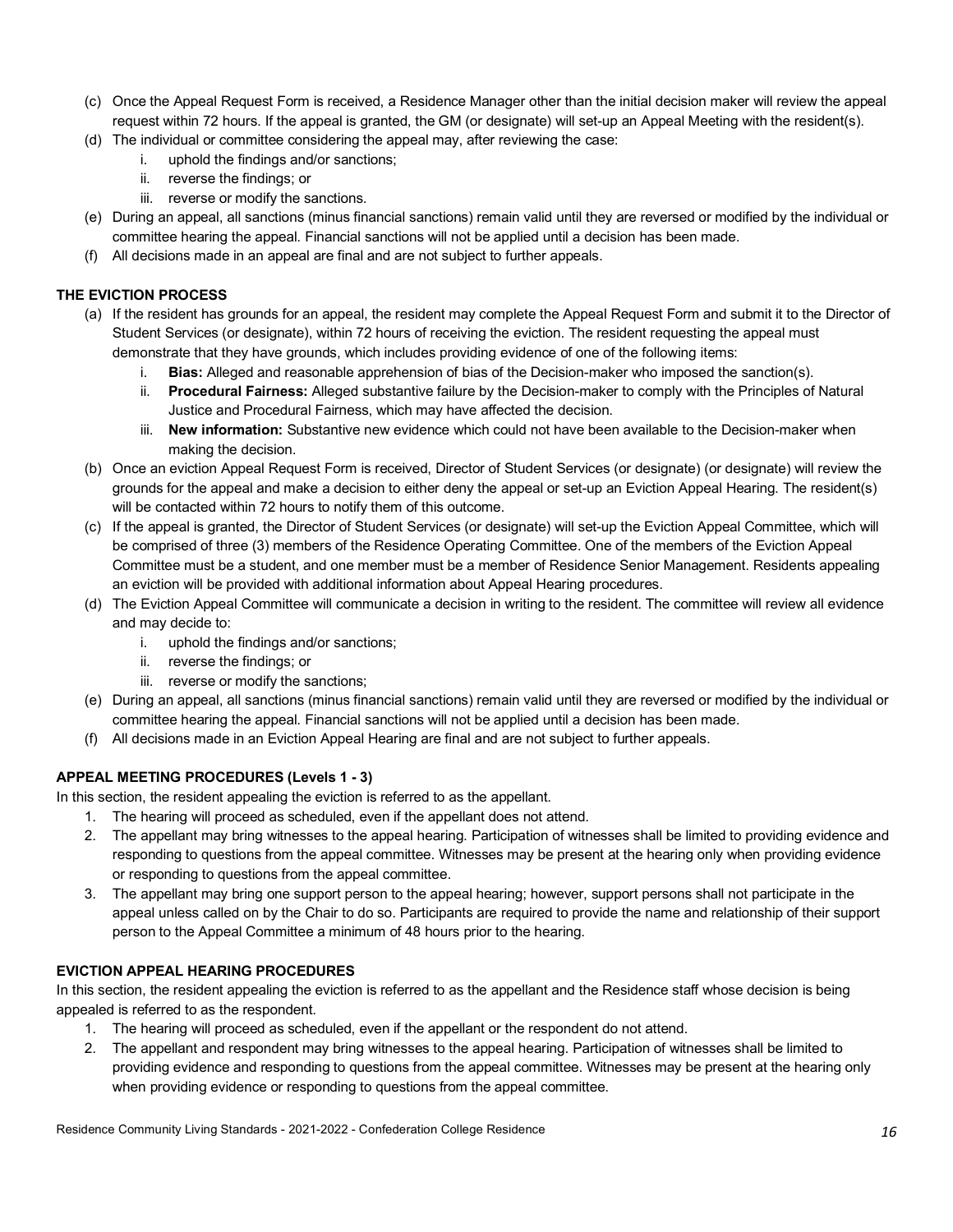(c) Once the Appeal Request Form is received, a Residence Manager other than the initial decision maker will review the appeal request within 72 hours. If the appeal is granted, the GM (or designate) will set-up an Appeal Meeting with the resident(s).

(d) The individual or committee considering the appeal may, after reviewing the case:

   i. uphold the findings and/or sanctions;
   ii. reverse the findings; or
   iii. reverse or modify the sanctions.

(e) During an appeal, all sanctions (minus financial sanctions) remain valid until they are reversed or modified by the individual or committee hearing the appeal. Financial sanctions will not be applied until a decision has been made.

(f) All decisions made in an appeal are final and are not subject to further appeals.

**THE EVICTION PROCESS**

(a) If the resident has grounds for an appeal, the resident may complete the Appeal Request Form and submit it to the Director of Student Services (or designate), within 72 hours of receiving the eviction. The resident requesting the appeal must demonstrate that they have grounds, which includes providing evidence of one of the following items:

   i. **Bias:** Alleged and reasonable apprehension of bias of the Decision-maker who imposed the sanction(s).
   ii. **Procedural Fairness:** Alleged substantive failure by the Decision-maker to comply with the Principles of Natural Justice and Procedural Fairness, which may have affected the decision.
   iii. **New information:** Substantive new evidence which could not have been available to the Decision-maker when making the decision.

(b) Once an eviction Appeal Request Form is received, Director of Student Services (or designate) (or designate) will review the grounds for the appeal and make a decision to either deny the appeal or set-up an Eviction Appeal Hearing. The resident(s) will be contacted within 72 hours to notify them of this outcome.

(c) If the appeal is granted, the Director of Student Services (or designate) will set-up the Eviction Appeal Committee, which will be comprised of three (3) members of the Residence Operating Committee. One of the members of the Eviction Appeal Committee must be a student, and one member must be a member of Residence Senior Management. Residents appealing an eviction will be provided with additional information about Appeal Hearing procedures.

(d) The Eviction Appeal Committee will communicate a decision in writing to the resident. The committee will review all evidence and may decide to:

   i. uphold the findings and/or sanctions;
   ii. reverse the findings; or
   iii. reverse or modify the sanctions;

(e) During an appeal, all sanctions (minus financial sanctions) remain valid until they are reversed or modified by the individual or committee hearing the appeal. Financial sanctions will not be applied until a decision has been made.

(f) All decisions made in an Eviction Appeal Hearing are final and are not subject to further appeals.

**APPEAL MEETING PROCEDURES (Levels 1 - 3)**

In this section, the resident appealing the eviction is referred to as the appellant.

1. The hearing will proceed as scheduled, even if the appellant does not attend.
2. The appellant may bring witnesses to the appeal hearing. Participation of witnesses shall be limited to providing evidence and responding to questions from the appeal committee. Witnesses may be present at the hearing only when providing evidence or responding to questions from the appeal committee.
3. The appellant may bring one support person to the appeal hearing; however, support persons shall not participate in the appeal unless called on by the Chair to do so. Participants are required to provide the name and relationship of their support person to the Appeal Committee a minimum of 48 hours prior to the hearing.

**EVICTION APPEAL HEARING PROCEDURES**

In this section, the resident appealing the eviction is referred to as the appellant and the Residence staff whose decision is being appealed is referred to as the respondent.

1. The hearing will proceed as scheduled, even if the appellant or the respondent do not attend.
2. The appellant and respondent may bring witnesses to the appeal hearing. Participation of witnesses shall be limited to providing evidence and responding to questions from the appeal committee. Witnesses may be present at the hearing only when providing evidence or responding to questions from the appeal committee.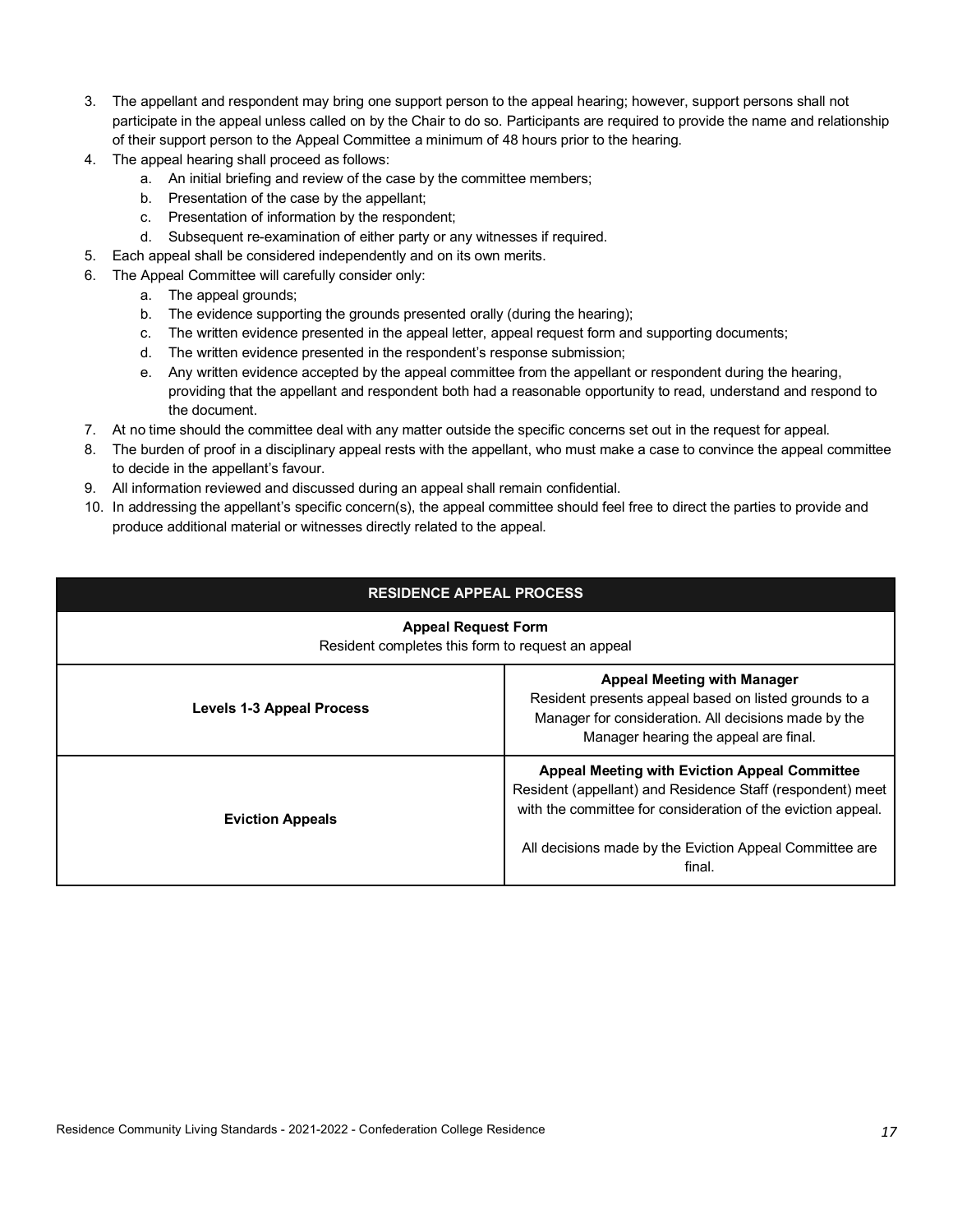3. The appellant and respondent may bring one support person to the appeal hearing; however, support persons shall not participate in the appeal unless called on by the Chair to do so. Participants are required to provide the name and relationship of their support person to the Appeal Committee a minimum of 48 hours prior to the hearing.
4. The appeal hearing shall proceed as follows:
   a. An initial briefing and review of the case by the committee members;
   b. Presentation of the case by the appellant;
   c. Presentation of information by the respondent;
   d. Subsequent re-examination of either party or any witnesses if required.
5. Each appeal shall be considered independently and on its own merits.
6. The Appeal Committee will carefully consider only:
   a. The appeal grounds;
   b. The evidence supporting the grounds presented orally (during the hearing);
   c. The written evidence presented in the appeal letter, appeal request form and supporting documents;
   d. The written evidence presented in the respondent's response submission;
   e. Any written evidence accepted by the appeal committee from the appellant or respondent during the hearing, providing that the appellant and respondent both had a reasonable opportunity to read, understand and respond to the document.
7. At no time should the committee deal with any matter outside the specific concerns set out in the request for appeal.
8. The burden of proof in a disciplinary appeal rests with the appellant, who must make a case to convince the appeal committee to decide in the appellant's favour.
9. All information reviewed and discussed during an appeal shall remain confidential.
10. In addressing the appellant's specific concern(s), the appeal committee should feel free to direct the parties to provide and produce additional material or witnesses directly related to the appeal.

| **RESIDENCE APPEAL PROCESS** | |
|---|---|
| **Appeal Request Form**<br>Resident completes this form to request an appeal | |
| **Levels 1-3 Appeal Process** | **Appeal Meeting with Manager**<br>Resident presents appeal based on listed grounds to a Manager for consideration. All decisions made by the Manager hearing the appeal are final. |
| **Eviction Appeals** | **Appeal Meeting with Eviction Appeal Committee**<br>Resident (appellant) and Residence Staff (respondent) meet with the committee for consideration of the eviction appeal.<br><br>All decisions made by the Eviction Appeal Committee are final. |